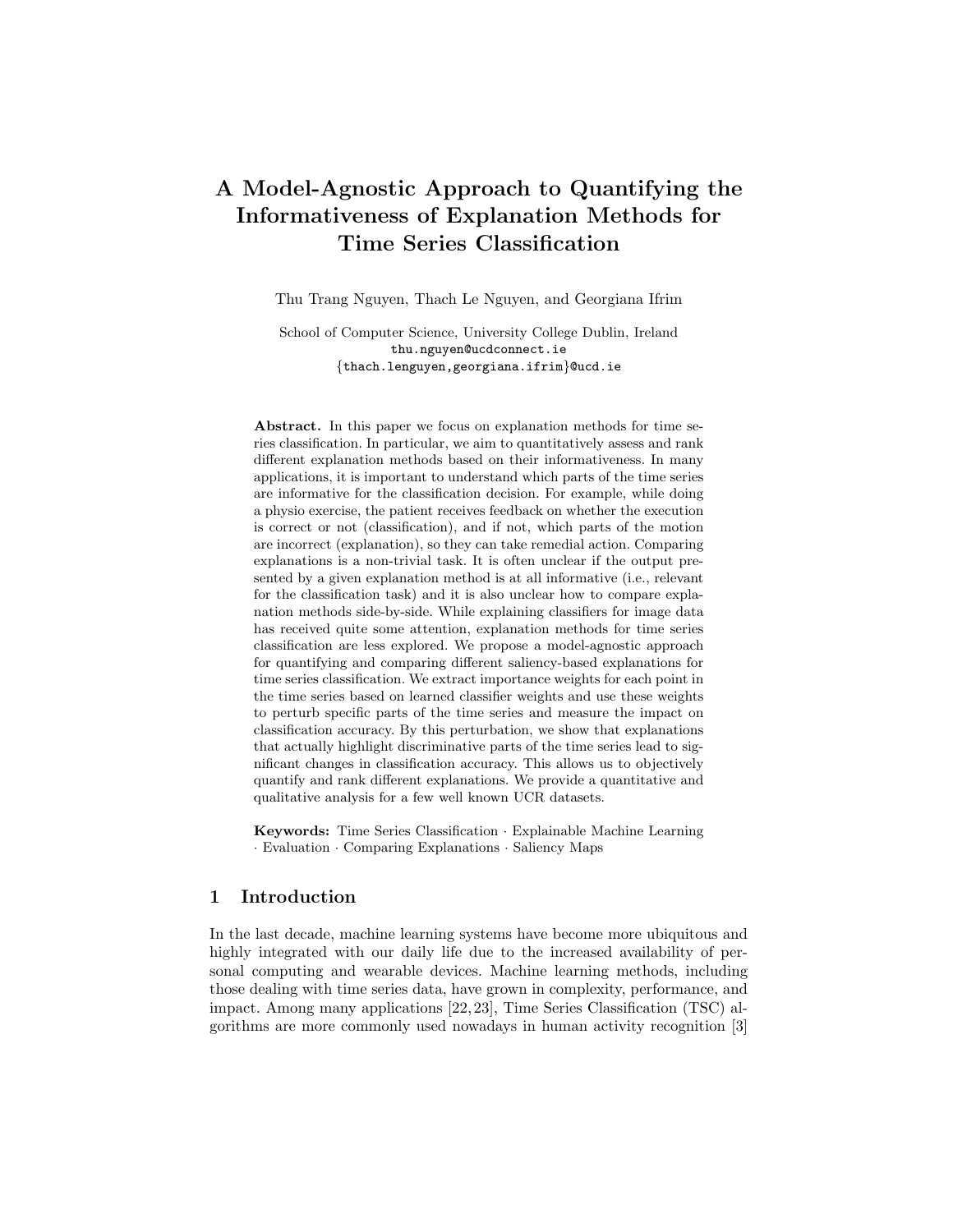# A Model-Agnostic Approach to Quantifying the Informativeness of Explanation Methods for Time Series Classification

Thu Trang Nguyen, Thach Le Nguyen, and Georgiana Ifrim

School of Computer Science, University College Dublin, Ireland
thu.nguyen@ucdconnect.ie
{thach.lenguyen,georgiana.ifrim}@ucd.ie

**Abstract.** In this paper we focus on explanation methods for time series classification. In particular, we aim to quantitatively assess and rank different explanation methods based on their informativeness. In many applications, it is important to understand which parts of the time series are informative for the classification decision. For example, while doing a physio exercise, the patient receives feedback on whether the execution is correct or not (classification), and if not, which parts of the motion are incorrect (explanation), so they can take remedial action. Comparing explanations is a non-trivial task. It is often unclear if the output presented by a given explanation method is at all informative (i.e., relevant for the classification task) and it is also unclear how to compare explanation methods side-by-side. While explaining classifiers for image data has received quite some attention, explanation methods for time series classification are less explored. We propose a model-agnostic approach for quantifying and comparing different saliency-based explanations for time series classification. We extract importance weights for each point in the time series based on learned classifier weights and use these weights to perturb specific parts of the time series and measure the impact on classification accuracy. By this perturbation, we show that explanations that actually highlight discriminative parts of the time series lead to significant changes in classification accuracy. This allows us to objectively quantify and rank different explanations. We provide a quantitative and qualitative analysis for a few well known UCR datasets.

**Keywords:** Time Series Classification · Explainable Machine Learning · Evaluation · Comparing Explanations · Saliency Maps

## 1 Introduction

In the last decade, machine learning systems have become more ubiquitous and highly integrated with our daily life due to the increased availability of personal computing and wearable devices. Machine learning methods, including those dealing with time series data, have grown in complexity, performance, and impact. Among many applications [22, 23], Time Series Classification (TSC) algorithms are more commonly used nowadays in human activity recognition [3]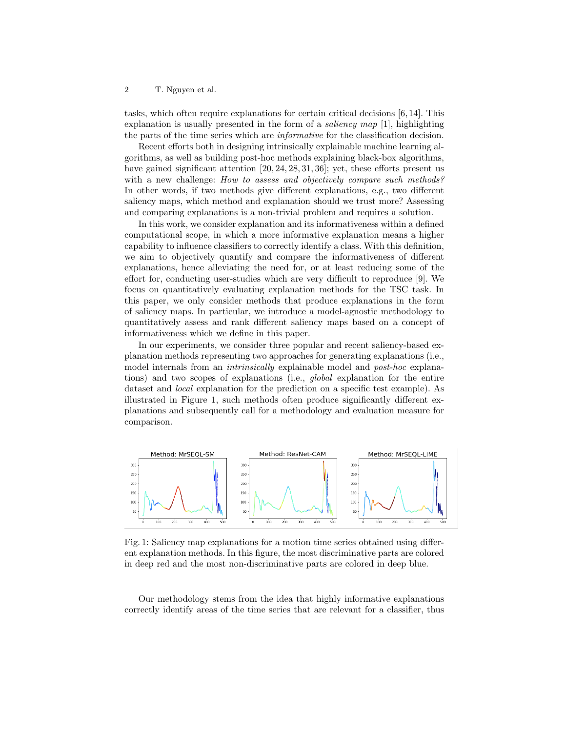tasks, which often require explanations for certain critical decisions [6,14]. This explanation is usually presented in the form of a *saliency map* [1], highlighting the parts of the time series which are *informative* for the classification decision.

Recent efforts both in designing intrinsically explainable machine learning algorithms, as well as building post-hoc methods explaining black-box algorithms, have gained significant attention [20,24,28,31,36]; yet, these efforts present us with a new challenge: *How to assess and objectively compare such methods?* In other words, if two methods give different explanations, e.g., two different saliency maps, which method and explanation should we trust more? Assessing and comparing explanations is a non-trivial problem and requires a solution.

In this work, we consider explanation and its informativeness within a defined computational scope, in which a more informative explanation means a higher capability to influence classifiers to correctly identify a class. With this definition, we aim to objectively quantify and compare the informativeness of different explanations, hence alleviating the need for, or at least reducing some of the effort for, conducting user-studies which are very difficult to reproduce [9]. We focus on quantitatively evaluating explanation methods for the TSC task. In this paper, we only consider methods that produce explanations in the form of saliency maps. In particular, we introduce a model-agnostic methodology to quantitatively assess and rank different saliency maps based on a concept of informativeness which we define in this paper.

In our experiments, we consider three popular and recent saliency-based explanation methods representing two approaches for generating explanations (i.e., model internals from an *intrinsically* explainable model and *post-hoc* explanations) and two scopes of explanations (i.e., *global* explanation for the entire dataset and *local* explanation for the prediction on a specific test example). As illustrated in Figure 1, such methods often produce significantly different explanations and subsequently call for a methodology and evaluation measure for comparison.

Method: MrSEQL-SM

Method: ResNet-CAM

Method: MrSEQL-LIME

Fig. 1: Saliency map explanations for a motion time series obtained using different explanation methods. In this figure, the most discriminative parts are colored in deep red and the most non-discriminative parts are colored in deep blue.

Our methodology stems from the idea that highly informative explanations correctly identify areas of the time series that are relevant for a classifier, thus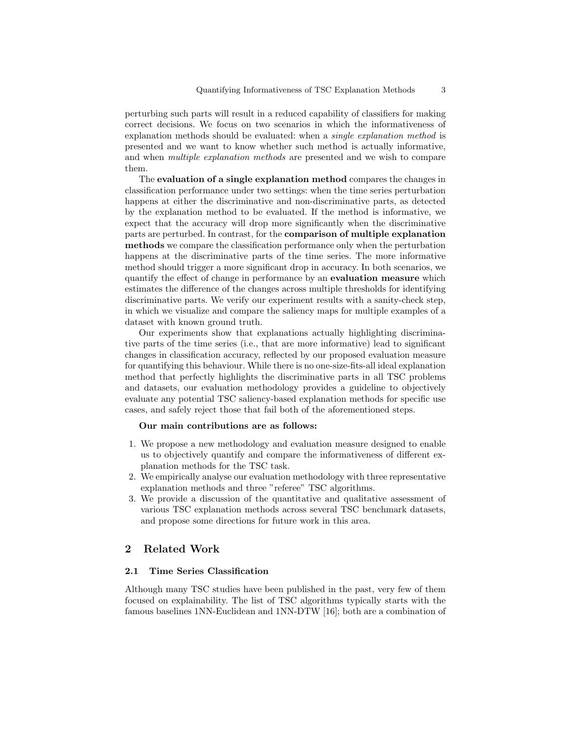perturbing such parts will result in a reduced capability of classifiers for making correct decisions. We focus on two scenarios in which the informativeness of explanation methods should be evaluated: when a *single explanation method* is presented and we want to know whether such method is actually informative, and when *multiple explanation methods* are presented and we wish to compare them.

The **evaluation of a single explanation method** compares the changes in classification performance under two settings: when the time series perturbation happens at either the discriminative and non-discriminative parts, as detected by the explanation method to be evaluated. If the method is informative, we expect that the accuracy will drop more significantly when the discriminative parts are perturbed. In contrast, for the **comparison of multiple explanation methods** we compare the classification performance only when the perturbation happens at the discriminative parts of the time series. The more informative method should trigger a more significant drop in accuracy. In both scenarios, we quantify the effect of change in performance by an **evaluation measure** which estimates the difference of the changes across multiple thresholds for identifying discriminative parts. We verify our experiment results with a sanity-check step, in which we visualize and compare the saliency maps for multiple examples of a dataset with known ground truth.

Our experiments show that explanations actually highlighting discriminative parts of the time series (i.e., that are more informative) lead to significant changes in classification accuracy, reflected by our proposed evaluation measure for quantifying this behaviour. While there is no one-size-fits-all ideal explanation method that perfectly highlights the discriminative parts in all TSC problems and datasets, our evaluation methodology provides a guideline to objectively evaluate any potential TSC saliency-based explanation methods for specific use cases, and safely reject those that fail both of the aforementioned steps.

**Our main contributions are as follows:**

1. We propose a new methodology and evaluation measure designed to enable us to objectively quantify and compare the informativeness of different explanation methods for the TSC task.
2. We empirically analyse our evaluation methodology with three representative explanation methods and three "referee" TSC algorithms.
3. We provide a discussion of the quantitative and qualitative assessment of various TSC explanation methods across several TSC benchmark datasets, and propose some directions for future work in this area.

## 2 Related Work

### 2.1 Time Series Classification

Although many TSC studies have been published in the past, very few of them focused on explainability. The list of TSC algorithms typically starts with the famous baselines 1NN-Euclidean and 1NN-DTW [16]; both are a combination of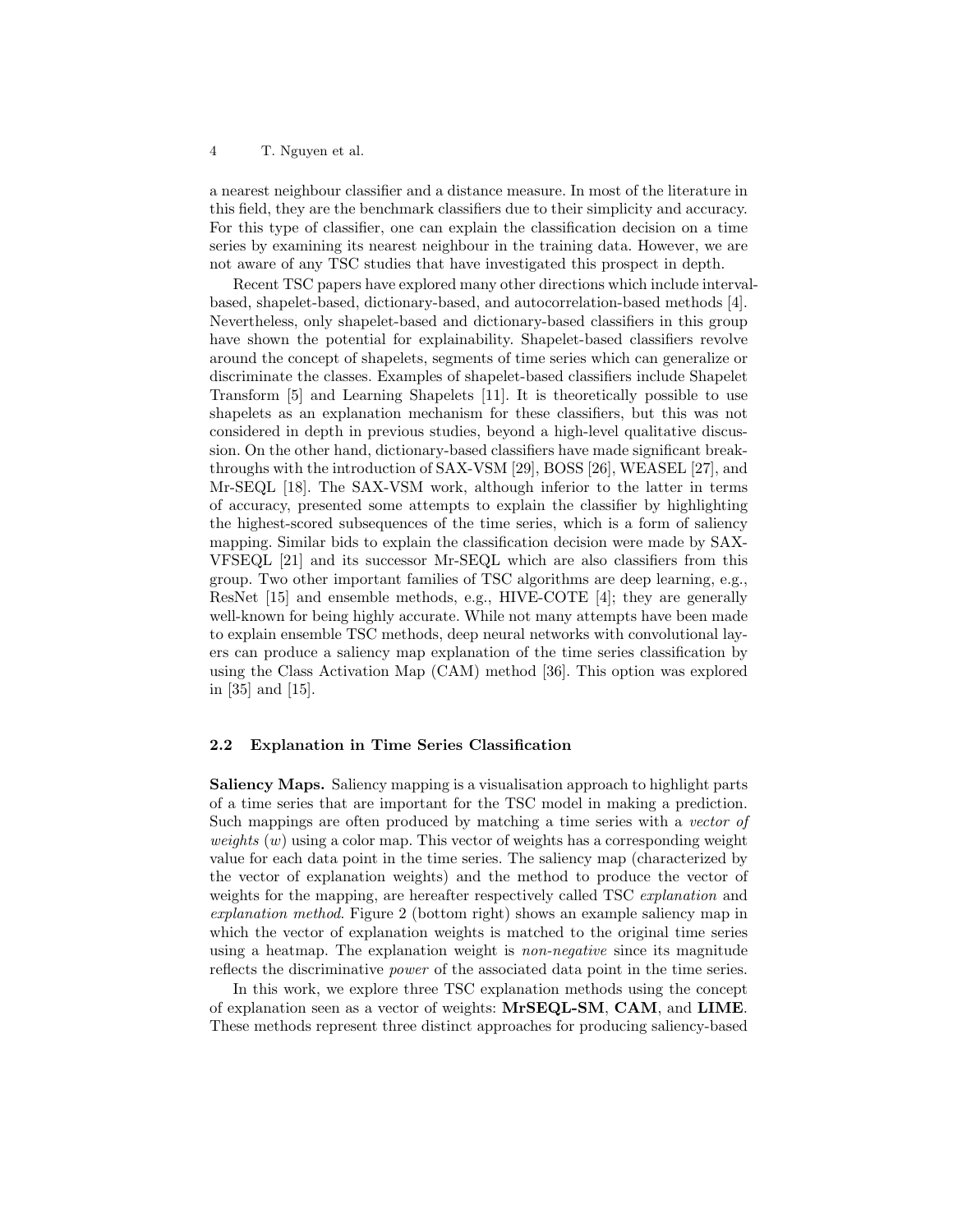a nearest neighbour classifier and a distance measure. In most of the literature in this field, they are the benchmark classifiers due to their simplicity and accuracy. For this type of classifier, one can explain the classification decision on a time series by examining its nearest neighbour in the training data. However, we are not aware of any TSC studies that have investigated this prospect in depth.

Recent TSC papers have explored many other directions which include interval-based, shapelet-based, dictionary-based, and autocorrelation-based methods [4]. Nevertheless, only shapelet-based and dictionary-based classifiers in this group have shown the potential for explainability. Shapelet-based classifiers revolve around the concept of shapelets, segments of time series which can generalize or discriminate the classes. Examples of shapelet-based classifiers include Shapelet Transform [5] and Learning Shapelets [11]. It is theoretically possible to use shapelets as an explanation mechanism for these classifiers, but this was not considered in depth in previous studies, beyond a high-level qualitative discussion. On the other hand, dictionary-based classifiers have made significant breakthroughs with the introduction of SAX-VSM [29], BOSS [26], WEASEL [27], and Mr-SEQL [18]. The SAX-VSM work, although inferior to the latter in terms of accuracy, presented some attempts to explain the classifier by highlighting the highest-scored subsequences of the time series, which is a form of saliency mapping. Similar bids to explain the classification decision were made by SAX-VFSEQL [21] and its successor Mr-SEQL which are also classifiers from this group. Two other important families of TSC algorithms are deep learning, e.g., ResNet [15] and ensemble methods, e.g., HIVE-COTE [4]; they are generally well-known for being highly accurate. While not many attempts have been made to explain ensemble TSC methods, deep neural networks with convolutional layers can produce a saliency map explanation of the time series classification by using the Class Activation Map (CAM) method [36]. This option was explored in [35] and [15].

### 2.2 Explanation in Time Series Classification

**Saliency Maps.** Saliency mapping is a visualisation approach to highlight parts of a time series that are important for the TSC model in making a prediction. Such mappings are often produced by matching a time series with a *vector of weights* ($w$) using a color map. This vector of weights has a corresponding weight value for each data point in the time series. The saliency map (characterized by the vector of explanation weights) and the method to produce the vector of weights for the mapping, are hereafter respectively called TSC *explanation* and *explanation method*. Figure 2 (bottom right) shows an example saliency map in which the vector of explanation weights is matched to the original time series using a heatmap. The explanation weight is *non-negative* since its magnitude reflects the discriminative *power* of the associated data point in the time series.

In this work, we explore three TSC explanation methods using the concept of explanation seen as a vector of weights: **MrSEQL-SM**, **CAM**, and **LIME**. These methods represent three distinct approaches for producing saliency-based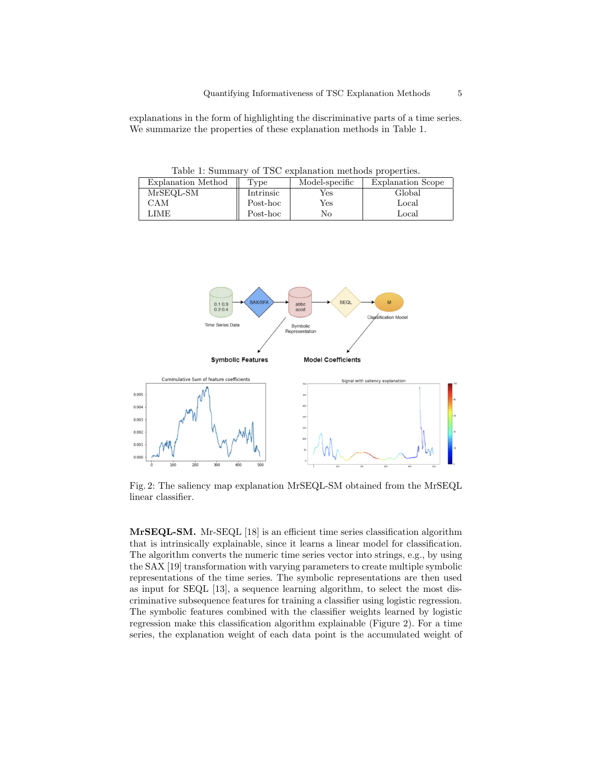explanations in the form of highlighting the discriminative parts of a time series. We summarize the properties of these explanation methods in Table 1.

Table 1: Summary of TSC explanation methods properties.

| Explanation Method | Type | Model-specific | Explanation Scope |
|---|---|---|---|
| MrSEQL-SM | Intrinsic | Yes | Global |
| CAM | Post-hoc | Yes | Local |
| LIME | Post-hoc | No | Local |

Fig. 2: The saliency map explanation MrSEQL-SM obtained from the MrSEQL linear classifier.

**MrSEQL-SM.** Mr-SEQL [18] is an efficient time series classification algorithm that is intrinsically explainable, since it learns a linear model for classification. The algorithm converts the numeric time series vector into strings, e.g., by using the SAX [19] transformation with varying parameters to create multiple symbolic representations of the time series. The symbolic representations are then used as input for SEQL [13], a sequence learning algorithm, to select the most discriminative subsequence features for training a classifier using logistic regression. The symbolic features combined with the classifier weights learned by logistic regression make this classification algorithm explainable (Figure 2). For a time series, the explanation weight of each data point is the accumulated weight of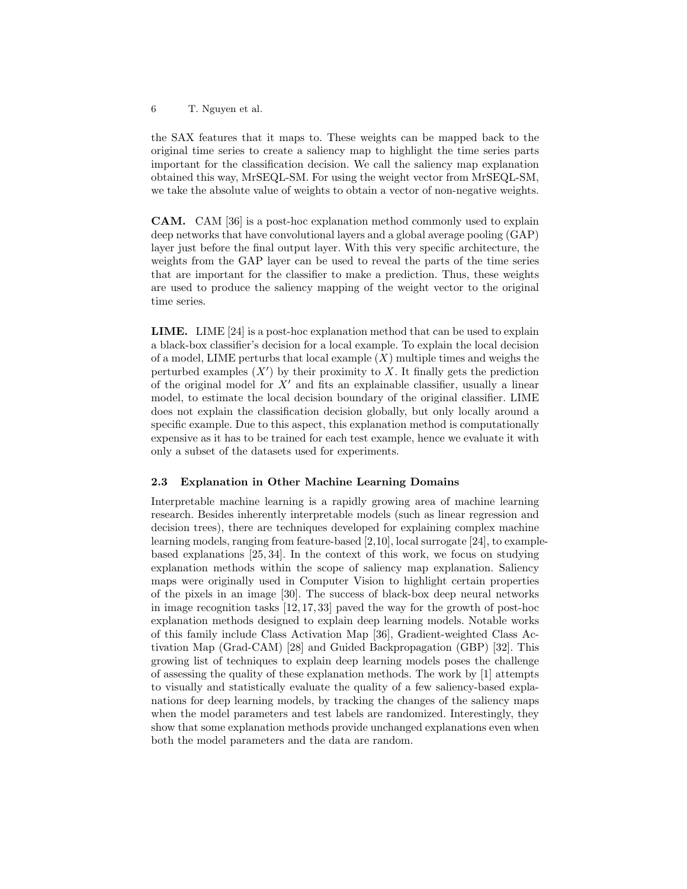the SAX features that it maps to. These weights can be mapped back to the original time series to create a saliency map to highlight the time series parts important for the classification decision. We call the saliency map explanation obtained this way, MrSEQL-SM. For using the weight vector from MrSEQL-SM, we take the absolute value of weights to obtain a vector of non-negative weights.

**CAM.** CAM [36] is a post-hoc explanation method commonly used to explain deep networks that have convolutional layers and a global average pooling (GAP) layer just before the final output layer. With this very specific architecture, the weights from the GAP layer can be used to reveal the parts of the time series that are important for the classifier to make a prediction. Thus, these weights are used to produce the saliency mapping of the weight vector to the original time series.

**LIME.** LIME [24] is a post-hoc explanation method that can be used to explain a black-box classifier's decision for a local example. To explain the local decision of a model, LIME perturbs that local example ($X$) multiple times and weighs the perturbed examples ($X'$) by their proximity to $X$. It finally gets the prediction of the original model for $X'$ and fits an explainable classifier, usually a linear model, to estimate the local decision boundary of the original classifier. LIME does not explain the classification decision globally, but only locally around a specific example. Due to this aspect, this explanation method is computationally expensive as it has to be trained for each test example, hence we evaluate it with only a subset of the datasets used for experiments.

### 2.3 Explanation in Other Machine Learning Domains

Interpretable machine learning is a rapidly growing area of machine learning research. Besides inherently interpretable models (such as linear regression and decision trees), there are techniques developed for explaining complex machine learning models, ranging from feature-based [2,10], local surrogate [24], to example-based explanations [25, 34]. In the context of this work, we focus on studying explanation methods within the scope of saliency map explanation. Saliency maps were originally used in Computer Vision to highlight certain properties of the pixels in an image [30]. The success of black-box deep neural networks in image recognition tasks [12, 17, 33] paved the way for the growth of post-hoc explanation methods designed to explain deep learning models. Notable works of this family include Class Activation Map [36], Gradient-weighted Class Activation Map (Grad-CAM) [28] and Guided Backpropagation (GBP) [32]. This growing list of techniques to explain deep learning models poses the challenge of assessing the quality of these explanation methods. The work by [1] attempts to visually and statistically evaluate the quality of a few saliency-based explanations for deep learning models, by tracking the changes of the saliency maps when the model parameters and test labels are randomized. Interestingly, they show that some explanation methods provide unchanged explanations even when both the model parameters and the data are random.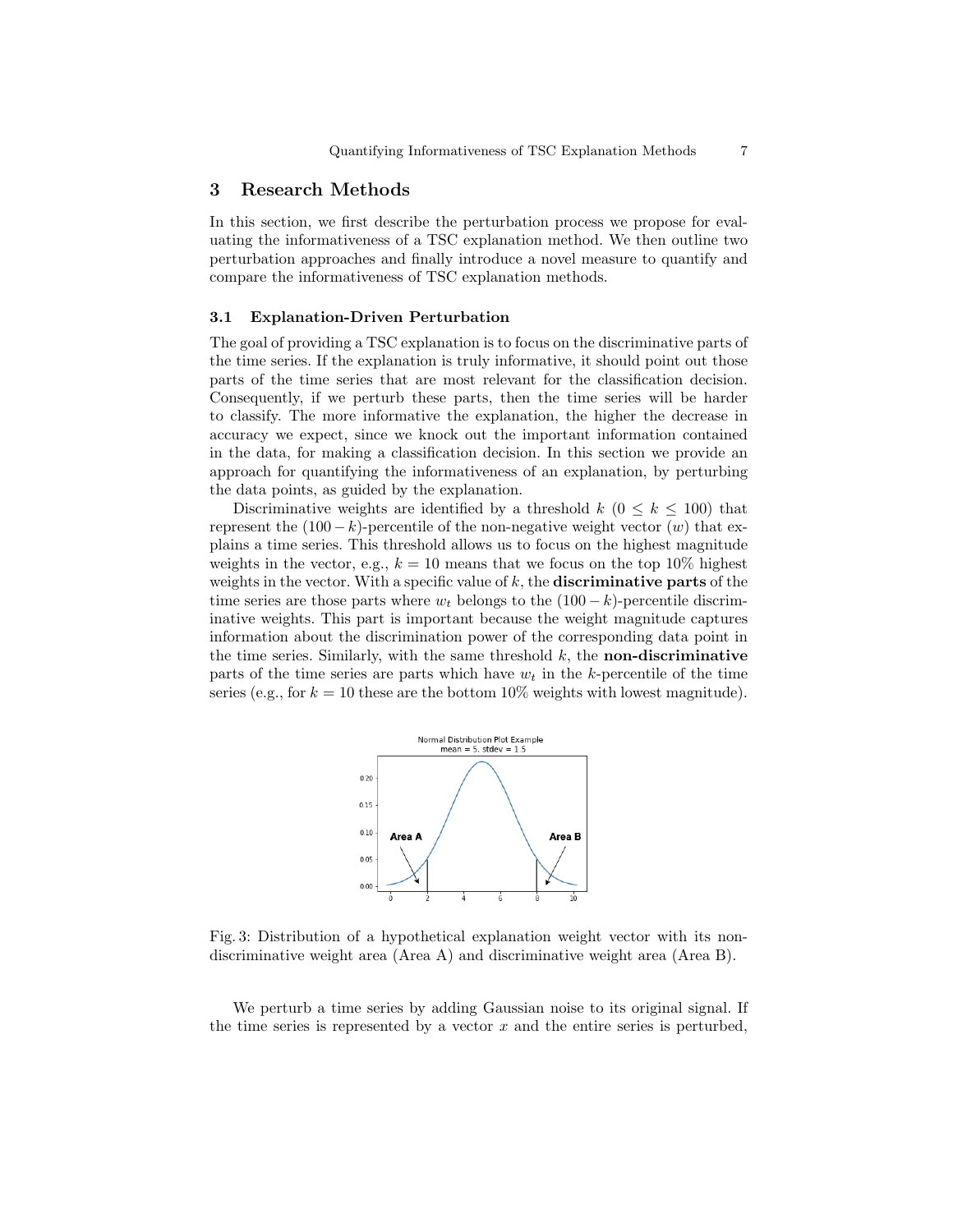## 3 Research Methods

In this section, we first describe the perturbation process we propose for evaluating the informativeness of a TSC explanation method. We then outline two perturbation approaches and finally introduce a novel measure to quantify and compare the informativeness of TSC explanation methods.

### 3.1 Explanation-Driven Perturbation

The goal of providing a TSC explanation is to focus on the discriminative parts of the time series. If the explanation is truly informative, it should point out those parts of the time series that are most relevant for the classification decision. Consequently, if we perturb these parts, then the time series will be harder to classify. The more informative the explanation, the higher the decrease in accuracy we expect, since we knock out the important information contained in the data, for making a classification decision. In this section we provide an approach for quantifying the informativeness of an explanation, by perturbing the data points, as guided by the explanation.

Discriminative weights are identified by a threshold $k$ ($0 \leq k \leq 100$) that represent the $(100-k)$-percentile of the non-negative weight vector ($w$) that explains a time series. This threshold allows us to focus on the highest magnitude weights in the vector, e.g., $k = 10$ means that we focus on the top 10% highest weights in the vector. With a specific value of $k$, the **discriminative parts** of the time series are those parts where $w_t$ belongs to the $(100-k)$-percentile discriminative weights. This part is important because the weight magnitude captures information about the discrimination power of the corresponding data point in the time series. Similarly, with the same threshold $k$, the **non-discriminative** parts of the time series are parts which have $w_t$ in the $k$-percentile of the time series (e.g., for $k = 10$ these are the bottom 10% weights with lowest magnitude).

Fig. 3: Distribution of a hypothetical explanation weight vector with its non-discriminative weight area (Area A) and discriminative weight area (Area B).

We perturb a time series by adding Gaussian noise to its original signal. If the time series is represented by a vector $x$ and the entire series is perturbed,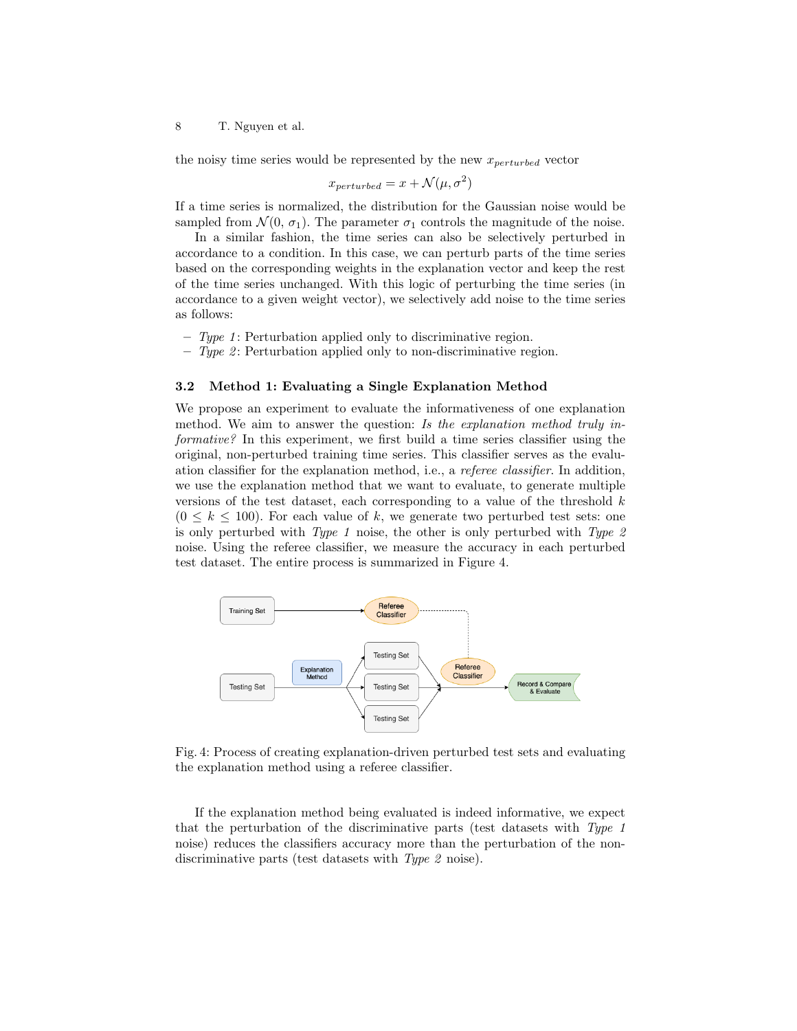the noisy time series would be represented by the new $x_{perturbed}$ vector

$$x_{perturbed} = x + \mathcal{N}(\mu, \sigma^2)$$

If a time series is normalized, the distribution for the Gaussian noise would be sampled from $\mathcal{N}(0, \sigma_1)$. The parameter $\sigma_1$ controls the magnitude of the noise.

In a similar fashion, the time series can also be selectively perturbed in accordance to a condition. In this case, we can perturb parts of the time series based on the corresponding weights in the explanation vector and keep the rest of the time series unchanged. With this logic of perturbing the time series (in accordance to a given weight vector), we selectively add noise to the time series as follows:

- *Type 1*: Perturbation applied only to discriminative region.
- *Type 2*: Perturbation applied only to non-discriminative region.

### 3.2 Method 1: Evaluating a Single Explanation Method

We propose an experiment to evaluate the informativeness of one explanation method. We aim to answer the question: *Is the explanation method truly informative?* In this experiment, we first build a time series classifier using the original, non-perturbed training time series. This classifier serves as the evaluation classifier for the explanation method, i.e., a *referee classifier*. In addition, we use the explanation method that we want to evaluate, to generate multiple versions of the test dataset, each corresponding to a value of the threshold $k$ ($0 \leq k \leq 100$). For each value of $k$, we generate two perturbed test sets: one is only perturbed with *Type 1* noise, the other is only perturbed with *Type 2* noise. Using the referee classifier, we measure the accuracy in each perturbed test dataset. The entire process is summarized in Figure 4.

Fig. 4: Process of creating explanation-driven perturbed test sets and evaluating the explanation method using a referee classifier.

If the explanation method being evaluated is indeed informative, we expect that the perturbation of the discriminative parts (test datasets with *Type 1* noise) reduces the classifiers accuracy more than the perturbation of the non-discriminative parts (test datasets with *Type 2* noise).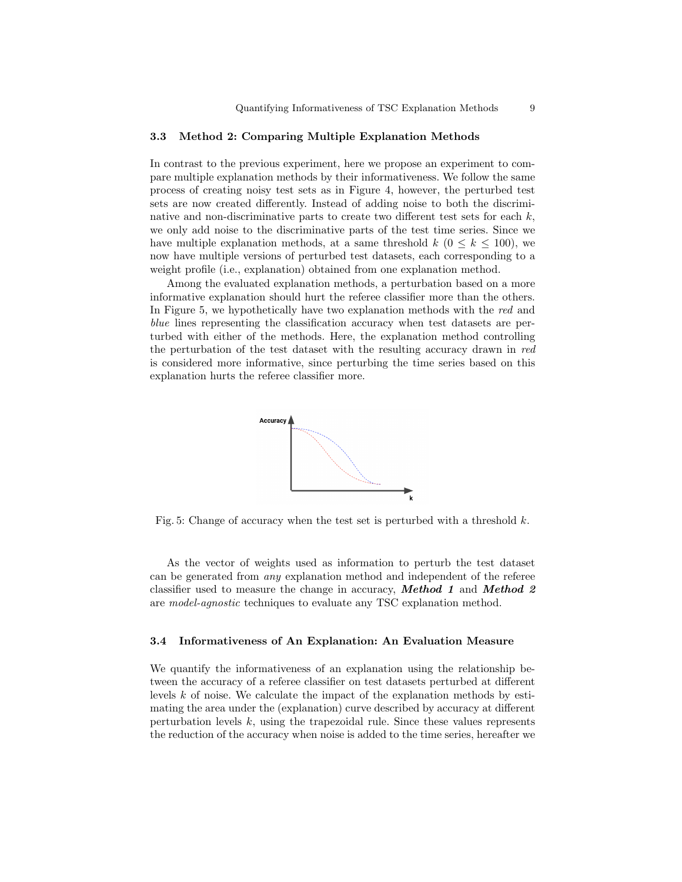### 3.3 Method 2: Comparing Multiple Explanation Methods

In contrast to the previous experiment, here we propose an experiment to compare multiple explanation methods by their informativeness. We follow the same process of creating noisy test sets as in Figure 4, however, the perturbed test sets are now created differently. Instead of adding noise to both the discriminative and non-discriminative parts to create two different test sets for each $k$, we only add noise to the discriminative parts of the test time series. Since we have multiple explanation methods, at a same threshold $k$ ($0 \leq k \leq 100$), we now have multiple versions of perturbed test datasets, each corresponding to a weight profile (i.e., explanation) obtained from one explanation method.

Among the evaluated explanation methods, a perturbation based on a more informative explanation should hurt the referee classifier more than the others. In Figure 5, we hypothetically have two explanation methods with the *red* and *blue* lines representing the classification accuracy when test datasets are perturbed with either of the methods. Here, the explanation method controlling the perturbation of the test dataset with the resulting accuracy drawn in *red* is considered more informative, since perturbing the time series based on this explanation hurts the referee classifier more.

Fig. 5: Change of accuracy when the test set is perturbed with a threshold $k$.

As the vector of weights used as information to perturb the test dataset can be generated from *any* explanation method and independent of the referee classifier used to measure the change in accuracy, ***Method 1*** and ***Method 2*** are *model-agnostic* techniques to evaluate any TSC explanation method.

### 3.4 Informativeness of An Explanation: An Evaluation Measure

We quantify the informativeness of an explanation using the relationship between the accuracy of a referee classifier on test datasets perturbed at different levels $k$ of noise. We calculate the impact of the explanation methods by estimating the area under the (explanation) curve described by accuracy at different perturbation levels $k$, using the trapezoidal rule. Since these values represents the reduction of the accuracy when noise is added to the time series, hereafter we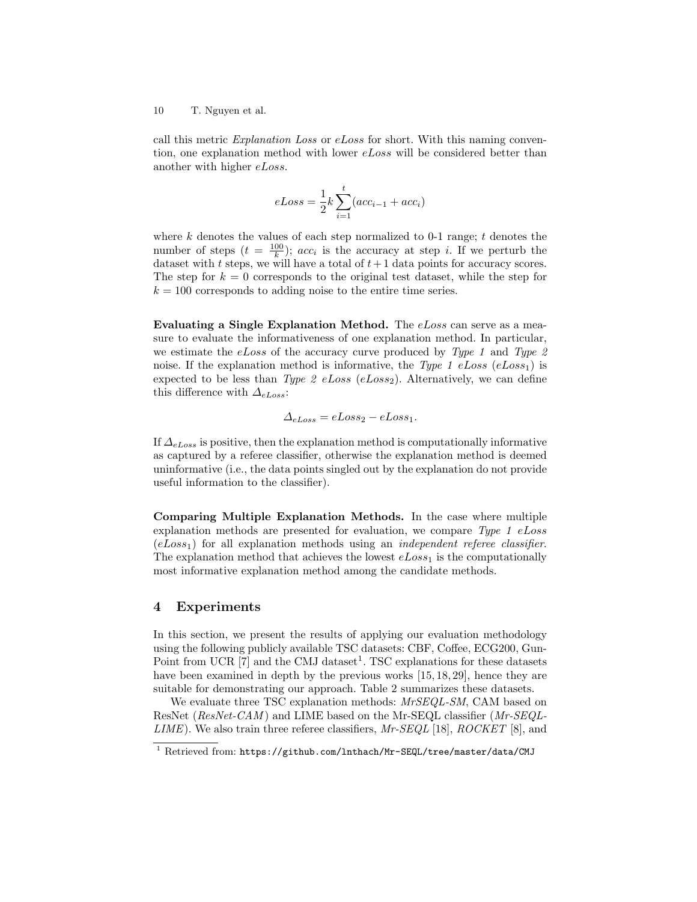call this metric *Explanation Loss* or *eLoss* for short. With this naming convention, one explanation method with lower *eLoss* will be considered better than another with higher *eLoss*.

$$eLoss = \frac{1}{2}k\sum_{i=1}^{t}(acc_{i-1} + acc_i)$$

where $k$ denotes the values of each step normalized to 0-1 range; $t$ denotes the number of steps ($t = \frac{100}{k}$); $acc_i$ is the accuracy at step $i$. If we perturb the dataset with $t$ steps, we will have a total of $t+1$ data points for accuracy scores. The step for $k = 0$ corresponds to the original test dataset, while the step for $k = 100$ corresponds to adding noise to the entire time series.

**Evaluating a Single Explanation Method.** The *eLoss* can serve as a measure to evaluate the informativeness of one explanation method. In particular, we estimate the *eLoss* of the accuracy curve produced by *Type 1* and *Type 2* noise. If the explanation method is informative, the *Type 1 eLoss* ($eLoss_1$) is expected to be less than *Type 2 eLoss* ($eLoss_2$). Alternatively, we can define this difference with $\Delta_{eLoss}$:

$$\Delta_{eLoss} = eLoss_2 - eLoss_1.$$

If $\Delta_{eLoss}$ is positive, then the explanation method is computationally informative as captured by a referee classifier, otherwise the explanation method is deemed uninformative (i.e., the data points singled out by the explanation do not provide useful information to the classifier).

**Comparing Multiple Explanation Methods.** In the case where multiple explanation methods are presented for evaluation, we compare *Type 1 eLoss* ($eLoss_1$) for all explanation methods using an *independent referee classifier*. The explanation method that achieves the lowest $eLoss_1$ is the computationally most informative explanation method among the candidate methods.

## 4 Experiments

In this section, we present the results of applying our evaluation methodology using the following publicly available TSC datasets: CBF, Coffee, ECG200, GunPoint from UCR [7] and the CMJ dataset[1]. TSC explanations for these datasets have been examined in depth by the previous works [15, 18, 29], hence they are suitable for demonstrating our approach. Table 2 summarizes these datasets.

We evaluate three TSC explanation methods: *MrSEQL-SM*, CAM based on ResNet (*ResNet-CAM*) and LIME based on the Mr-SEQL classifier (*Mr-SEQL-LIME*). We also train three referee classifiers, *Mr-SEQL* [18], *ROCKET* [8], and

[1] Retrieved from: https://github.com/lnthach/Mr-SEQL/tree/master/data/CMJ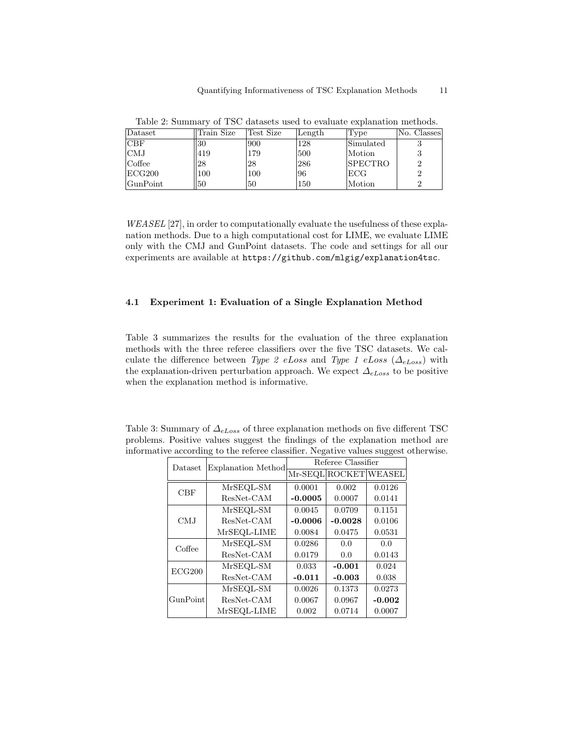Table 2: Summary of TSC datasets used to evaluate explanation methods.

| Dataset | Train Size | Test Size | Length | Type | No. Classes |
|---|---|---|---|---|---|
| CBF | 30 | 900 | 128 | Simulated | 3 |
| CMJ | 419 | 179 | 500 | Motion | 3 |
| Coffee | 28 | 28 | 286 | SPECTRO | 2 |
| ECG200 | 100 | 100 | 96 | ECG | 2 |
| GunPoint | 50 | 50 | 150 | Motion | 2 |

*WEASEL* [27], in order to computationally evaluate the usefulness of these explanation methods. Due to a high computational cost for LIME, we evaluate LIME only with the CMJ and GunPoint datasets. The code and settings for all our experiments are available at `https://github.com/mlgig/explanation4tsc`.

### 4.1 Experiment 1: Evaluation of a Single Explanation Method

Table 3 summarizes the results for the evaluation of the three explanation methods with the three referee classifiers over the five TSC datasets. We calculate the difference between *Type 2 eLoss* and *Type 1 eLoss* ($\Delta_{eLoss}$) with the explanation-driven perturbation approach. We expect $\Delta_{eLoss}$ to be positive when the explanation method is informative.

Table 3: Summary of $\Delta_{eLoss}$ of three explanation methods on five different TSC problems. Positive values suggest the findings of the explanation method are informative according to the referee classifier. Negative values suggest otherwise.

| Dataset | Explanation Method | Referee Classifier | | |
|---|---|---|---|---|
| | | Mr-SEQL | ROCKET | WEASEL |
| CBF | MrSEQL-SM | 0.0001 | 0.002 | 0.0126 |
| | ResNet-CAM | **-0.0005** | 0.0007 | 0.0141 |
| CMJ | MrSEQL-SM | 0.0045 | 0.0709 | 0.1151 |
| | ResNet-CAM | **-0.0006** | **-0.0028** | 0.0106 |
| | MrSEQL-LIME | 0.0084 | 0.0475 | 0.0531 |
| Coffee | MrSEQL-SM | 0.0286 | 0.0 | 0.0 |
| | ResNet-CAM | 0.0179 | 0.0 | 0.0143 |
| ECG200 | MrSEQL-SM | 0.033 | **-0.001** | 0.024 |
| | ResNet-CAM | **-0.011** | **-0.003** | 0.038 |
| GunPoint | MrSEQL-SM | 0.0026 | 0.1373 | 0.0273 |
| | ResNet-CAM | 0.0067 | 0.0967 | **-0.002** |
| | MrSEQL-LIME | 0.002 | 0.0714 | 0.0007 |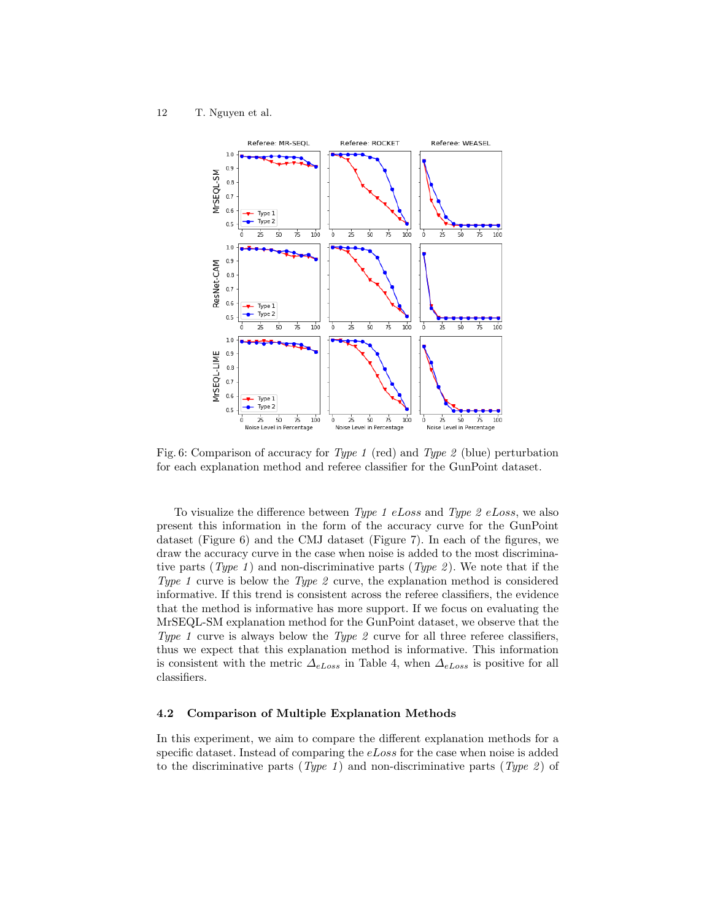Fig. 6: Comparison of accuracy for *Type 1* (red) and *Type 2* (blue) perturbation for each explanation method and referee classifier for the GunPoint dataset.

To visualize the difference between *Type 1 eLoss* and *Type 2 eLoss*, we also present this information in the form of the accuracy curve for the GunPoint dataset (Figure 6) and the CMJ dataset (Figure 7). In each of the figures, we draw the accuracy curve in the case when noise is added to the most discriminative parts (*Type 1*) and non-discriminative parts (*Type 2*). We note that if the *Type 1* curve is below the *Type 2* curve, the explanation method is considered informative. If this trend is consistent across the referee classifiers, the evidence that the method is informative has more support. If we focus on evaluating the MrSEQL-SM explanation method for the GunPoint dataset, we observe that the *Type 1* curve is always below the *Type 2* curve for all three referee classifiers, thus we expect that this explanation method is informative. This information is consistent with the metric $\Delta_{eLoss}$ in Table 4, when $\Delta_{eLoss}$ is positive for all classifiers.

### 4.2 Comparison of Multiple Explanation Methods

In this experiment, we aim to compare the different explanation methods for a specific dataset. Instead of comparing the *eLoss* for the case when noise is added to the discriminative parts (*Type 1*) and non-discriminative parts (*Type 2*) of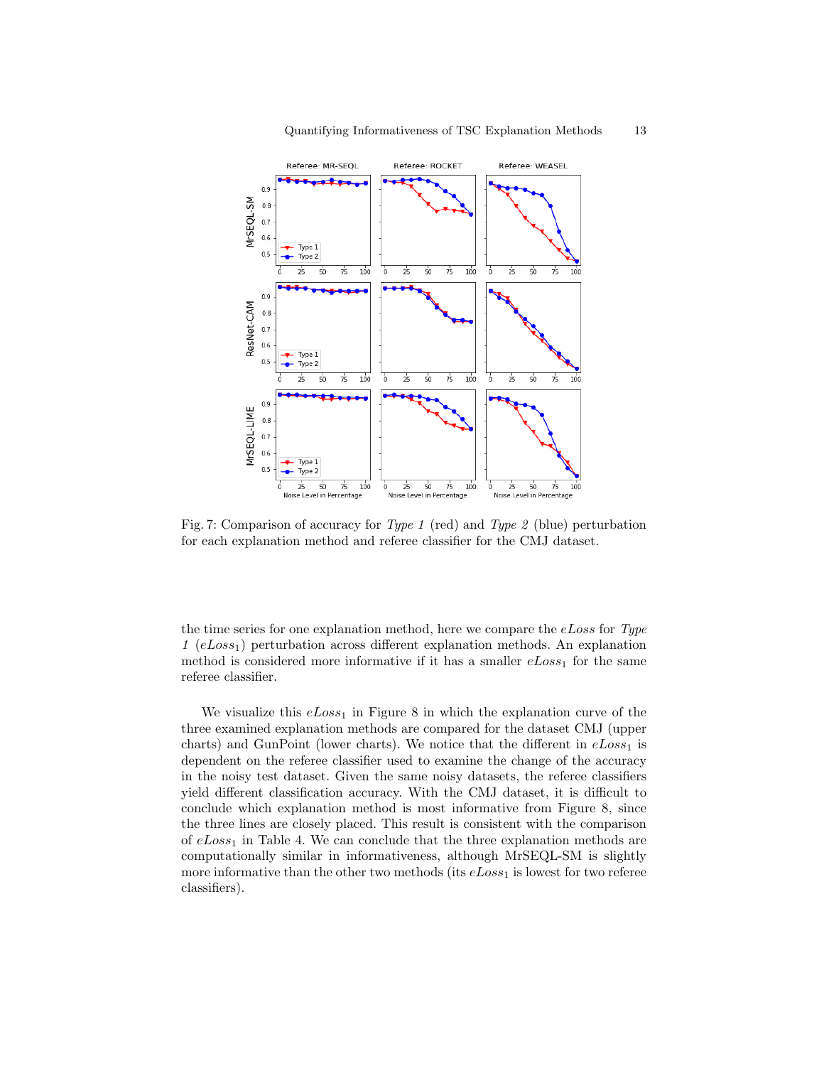Fig. 7: Comparison of accuracy for *Type 1* (red) and *Type 2* (blue) perturbation for each explanation method and referee classifier for the CMJ dataset.

the time series for one explanation method, here we compare the $eLoss$ for *Type 1* ($eLoss_1$) perturbation across different explanation methods. An explanation method is considered more informative if it has a smaller $eLoss_1$ for the same referee classifier.

We visualize this $eLoss_1$ in Figure 8 in which the explanation curve of the three examined explanation methods are compared for the dataset CMJ (upper charts) and GunPoint (lower charts). We notice that the different in $eLoss_1$ is dependent on the referee classifier used to examine the change of the accuracy in the noisy test dataset. Given the same noisy datasets, the referee classifiers yield different classification accuracy. With the CMJ dataset, it is difficult to conclude which explanation method is most informative from Figure 8, since the three lines are closely placed. This result is consistent with the comparison of $eLoss_1$ in Table 4. We can conclude that the three explanation methods are computationally similar in informativeness, although MrSEQL-SM is slightly more informative than the other two methods (its $eLoss_1$ is lowest for two referee classifiers).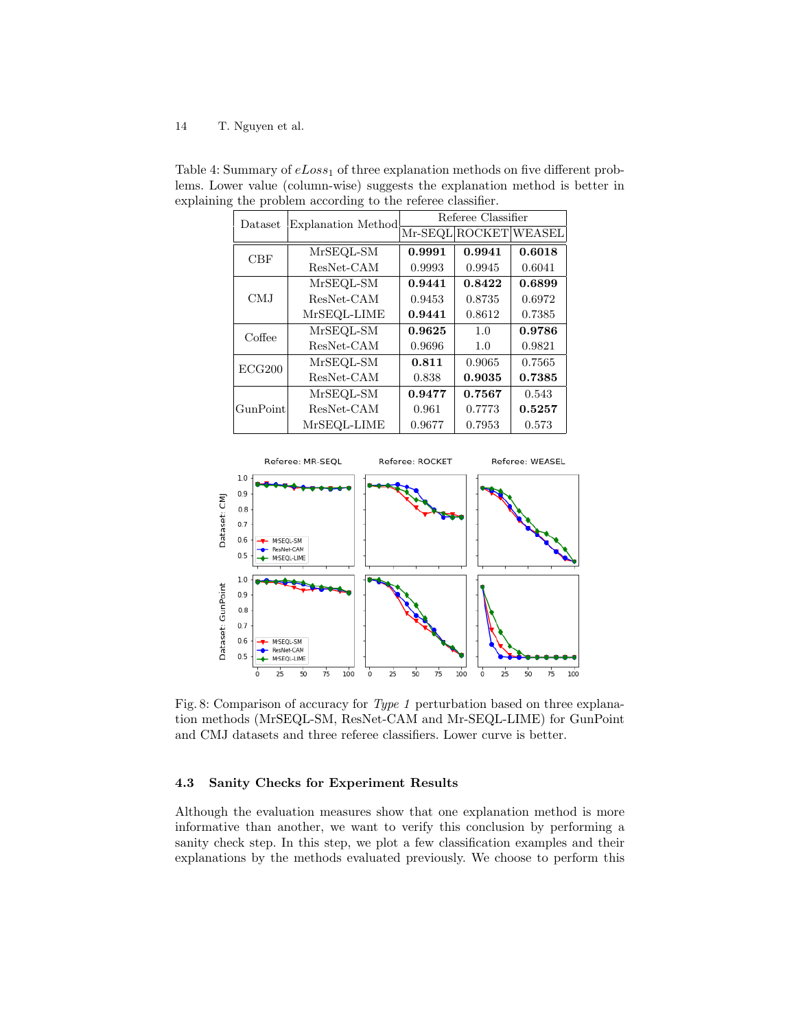Table 4: Summary of $eLoss_1$ of three explanation methods on five different problems. Lower value (column-wise) suggests the explanation method is better in explaining the problem according to the referee classifier.

| Dataset | Explanation Method | Referee Classifier | | |
|---|---|---|---|---|
| | | Mr-SEQL | ROCKET | WEASEL |
| CBF | MrSEQL-SM | **0.9991** | **0.9941** | **0.6018** |
| | ResNet-CAM | 0.9993 | 0.9945 | 0.6041 |
| CMJ | MrSEQL-SM | **0.9441** | **0.8422** | **0.6899** |
| | ResNet-CAM | 0.9453 | 0.8735 | 0.6972 |
| | MrSEQL-LIME | **0.9441** | 0.8612 | 0.7385 |
| Coffee | MrSEQL-SM | **0.9625** | 1.0 | **0.9786** |
| | ResNet-CAM | 0.9696 | 1.0 | 0.9821 |
| ECG200 | MrSEQL-SM | **0.811** | 0.9065 | 0.7565 |
| | ResNet-CAM | 0.838 | **0.9035** | **0.7385** |
| GunPoint | MrSEQL-SM | **0.9477** | **0.7567** | 0.543 |
| | ResNet-CAM | 0.961 | 0.7773 | **0.5257** |
| | MrSEQL-LIME | 0.9677 | 0.7953 | 0.573 |

Fig. 8: Comparison of accuracy for *Type 1* perturbation based on three explanation methods (MrSEQL-SM, ResNet-CAM and Mr-SEQL-LIME) for GunPoint and CMJ datasets and three referee classifiers. Lower curve is better.

### 4.3 Sanity Checks for Experiment Results

Although the evaluation measures show that one explanation method is more informative than another, we want to verify this conclusion by performing a sanity check step. In this step, we plot a few classification examples and their explanations by the methods evaluated previously. We choose to perform this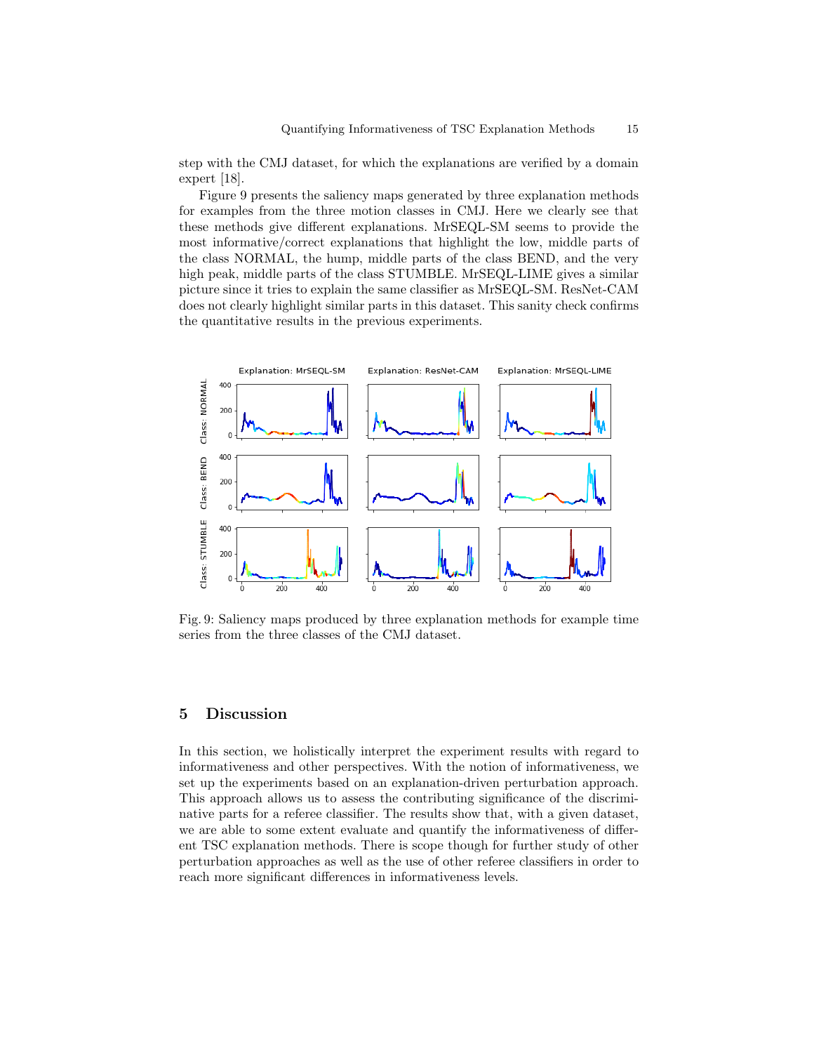step with the CMJ dataset, for which the explanations are verified by a domain expert [18].

Figure 9 presents the saliency maps generated by three explanation methods for examples from the three motion classes in CMJ. Here we clearly see that these methods give different explanations. MrSEQL-SM seems to provide the most informative/correct explanations that highlight the low, middle parts of the class NORMAL, the hump, middle parts of the class BEND, and the very high peak, middle parts of the class STUMBLE. MrSEQL-LIME gives a similar picture since it tries to explain the same classifier as MrSEQL-SM. ResNet-CAM does not clearly highlight similar parts in this dataset. This sanity check confirms the quantitative results in the previous experiments.

Fig. 9: Saliency maps produced by three explanation methods for example time series from the three classes of the CMJ dataset.

## 5 Discussion

In this section, we holistically interpret the experiment results with regard to informativeness and other perspectives. With the notion of informativeness, we set up the experiments based on an explanation-driven perturbation approach. This approach allows us to assess the contributing significance of the discriminative parts for a referee classifier. The results show that, with a given dataset, we are able to some extent evaluate and quantify the informativeness of different TSC explanation methods. There is scope though for further study of other perturbation approaches as well as the use of other referee classifiers in order to reach more significant differences in informativeness levels.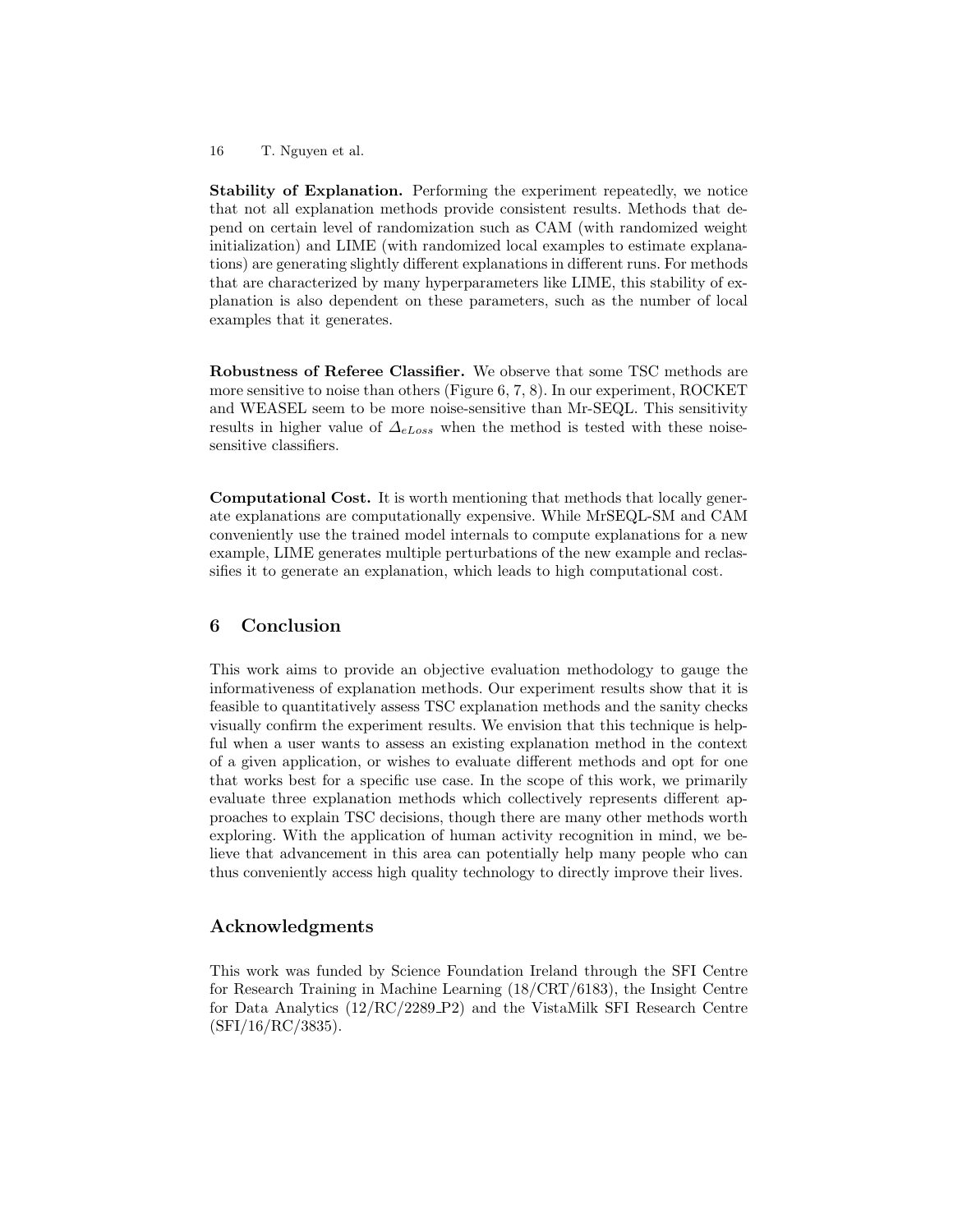**Stability of Explanation.** Performing the experiment repeatedly, we notice that not all explanation methods provide consistent results. Methods that depend on certain level of randomization such as CAM (with randomized weight initialization) and LIME (with randomized local examples to estimate explanations) are generating slightly different explanations in different runs. For methods that are characterized by many hyperparameters like LIME, this stability of explanation is also dependent on these parameters, such as the number of local examples that it generates.

**Robustness of Referee Classifier.** We observe that some TSC methods are more sensitive to noise than others (Figure 6, 7, 8). In our experiment, ROCKET and WEASEL seem to be more noise-sensitive than Mr-SEQL. This sensitivity results in higher value of $\Delta_{eLoss}$ when the method is tested with these noise-sensitive classifiers.

**Computational Cost.** It is worth mentioning that methods that locally generate explanations are computationally expensive. While MrSEQL-SM and CAM conveniently use the trained model internals to compute explanations for a new example, LIME generates multiple perturbations of the new example and reclassifies it to generate an explanation, which leads to high computational cost.

## 6 Conclusion

This work aims to provide an objective evaluation methodology to gauge the informativeness of explanation methods. Our experiment results show that it is feasible to quantitatively assess TSC explanation methods and the sanity checks visually confirm the experiment results. We envision that this technique is helpful when a user wants to assess an existing explanation method in the context of a given application, or wishes to evaluate different methods and opt for one that works best for a specific use case. In the scope of this work, we primarily evaluate three explanation methods which collectively represents different approaches to explain TSC decisions, though there are many other methods worth exploring. With the application of human activity recognition in mind, we believe that advancement in this area can potentially help many people who can thus conveniently access high quality technology to directly improve their lives.

## Acknowledgments

This work was funded by Science Foundation Ireland through the SFI Centre for Research Training in Machine Learning (18/CRT/6183), the Insight Centre for Data Analytics (12/RC/2289_P2) and the VistaMilk SFI Research Centre (SFI/16/RC/3835).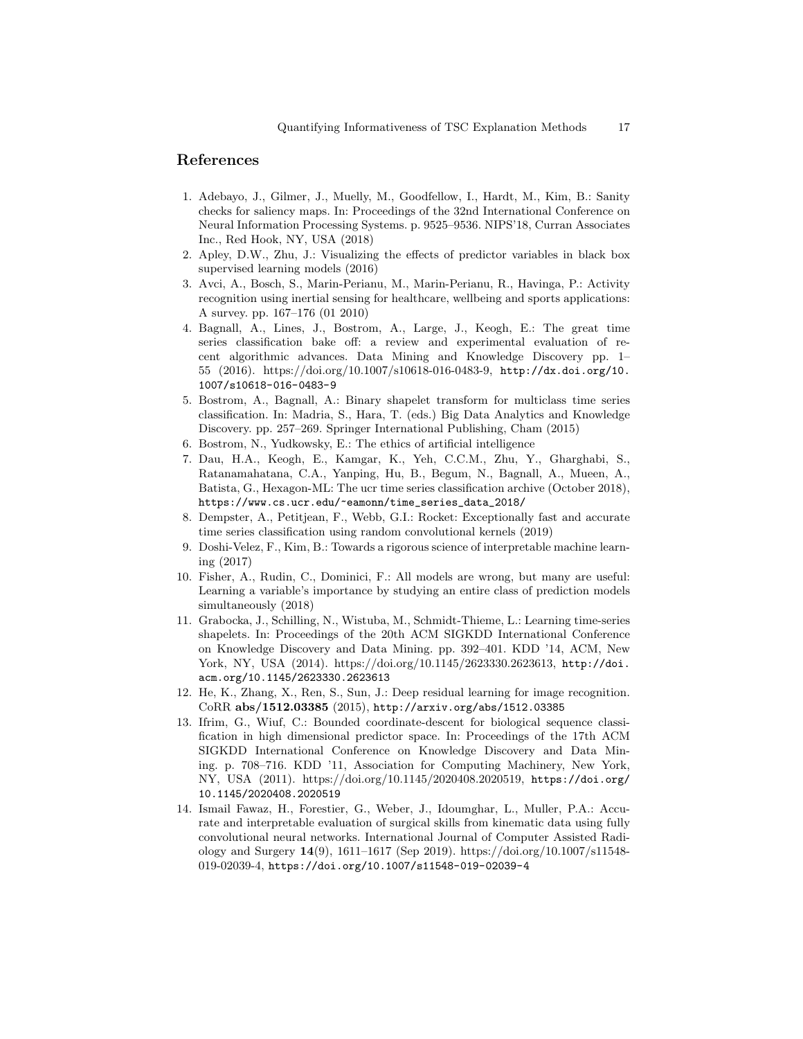## References

1. Adebayo, J., Gilmer, J., Muelly, M., Goodfellow, I., Hardt, M., Kim, B.: Sanity checks for saliency maps. In: Proceedings of the 32nd International Conference on Neural Information Processing Systems. p. 9525–9536. NIPS'18, Curran Associates Inc., Red Hook, NY, USA (2018)
2. Apley, D.W., Zhu, J.: Visualizing the effects of predictor variables in black box supervised learning models (2016)
3. Avci, A., Bosch, S., Marin-Perianu, M., Marin-Perianu, R., Havinga, P.: Activity recognition using inertial sensing for healthcare, wellbeing and sports applications: A survey. pp. 167–176 (01 2010)
4. Bagnall, A., Lines, J., Bostrom, A., Large, J., Keogh, E.: The great time series classification bake off: a review and experimental evaluation of recent algorithmic advances. Data Mining and Knowledge Discovery pp. 1–55 (2016). https://doi.org/10.1007/s10618-016-0483-9, http://dx.doi.org/10.1007/s10618-016-0483-9
5. Bostrom, A., Bagnall, A.: Binary shapelet transform for multiclass time series classification. In: Madria, S., Hara, T. (eds.) Big Data Analytics and Knowledge Discovery. pp. 257–269. Springer International Publishing, Cham (2015)
6. Bostrom, N., Yudkowsky, E.: The ethics of artificial intelligence
7. Dau, H.A., Keogh, E., Kamgar, K., Yeh, C.C.M., Zhu, Y., Gharghabi, S., Ratanamahatana, C.A., Yanping, Hu, B., Begum, N., Bagnall, A., Mueen, A., Batista, G., Hexagon-ML: The ucr time series classification archive (October 2018), https://www.cs.ucr.edu/~eamonn/time_series_data_2018/
8. Dempster, A., Petitjean, F., Webb, G.I.: Rocket: Exceptionally fast and accurate time series classification using random convolutional kernels (2019)
9. Doshi-Velez, F., Kim, B.: Towards a rigorous science of interpretable machine learning (2017)
10. Fisher, A., Rudin, C., Dominici, F.: All models are wrong, but many are useful: Learning a variable's importance by studying an entire class of prediction models simultaneously (2018)
11. Grabocka, J., Schilling, N., Wistuba, M., Schmidt-Thieme, L.: Learning time-series shapelets. In: Proceedings of the 20th ACM SIGKDD International Conference on Knowledge Discovery and Data Mining. pp. 392–401. KDD '14, ACM, New York, NY, USA (2014). https://doi.org/10.1145/2623330.2623613, http://doi.acm.org/10.1145/2623330.2623613
12. He, K., Zhang, X., Ren, S., Sun, J.: Deep residual learning for image recognition. CoRR **abs/1512.03385** (2015), http://arxiv.org/abs/1512.03385
13. Ifrim, G., Wiuf, C.: Bounded coordinate-descent for biological sequence classification in high dimensional predictor space. In: Proceedings of the 17th ACM SIGKDD International Conference on Knowledge Discovery and Data Mining. p. 708–716. KDD '11, Association for Computing Machinery, New York, NY, USA (2011). https://doi.org/10.1145/2020408.2020519, https://doi.org/10.1145/2020408.2020519
14. Ismail Fawaz, H., Forestier, G., Weber, J., Idoumghar, L., Muller, P.A.: Accurate and interpretable evaluation of surgical skills from kinematic data using fully convolutional neural networks. International Journal of Computer Assisted Radiology and Surgery **14**(9), 1611–1617 (Sep 2019). https://doi.org/10.1007/s11548-019-02039-4, https://doi.org/10.1007/s11548-019-02039-4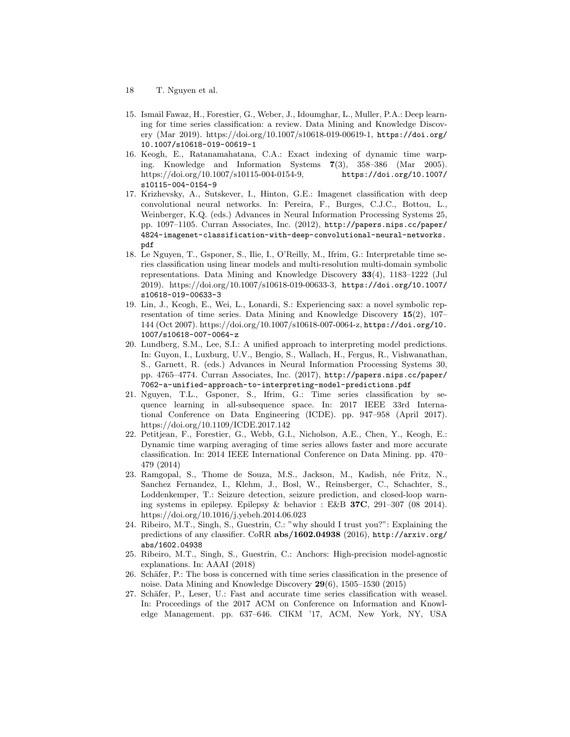15. Ismail Fawaz, H., Forestier, G., Weber, J., Idoumghar, L., Muller, P.A.: Deep learning for time series classification: a review. Data Mining and Knowledge Discovery (Mar 2019). https://doi.org/10.1007/s10618-019-00619-1, https://doi.org/10.1007/s10618-019-00619-1
16. Keogh, E., Ratanamahatana, C.A.: Exact indexing of dynamic time warping. Knowledge and Information Systems **7**(3), 358–386 (Mar 2005). https://doi.org/10.1007/s10115-004-0154-9, https://doi.org/10.1007/s10115-004-0154-9
17. Krizhevsky, A., Sutskever, I., Hinton, G.E.: Imagenet classification with deep convolutional neural networks. In: Pereira, F., Burges, C.J.C., Bottou, L., Weinberger, K.Q. (eds.) Advances in Neural Information Processing Systems 25, pp. 1097–1105. Curran Associates, Inc. (2012), http://papers.nips.cc/paper/4824-imagenet-classification-with-deep-convolutional-neural-networks.pdf
18. Le Nguyen, T., Gsponer, S., Ilie, I., O'Reilly, M., Ifrim, G.: Interpretable time series classification using linear models and multi-resolution multi-domain symbolic representations. Data Mining and Knowledge Discovery **33**(4), 1183–1222 (Jul 2019). https://doi.org/10.1007/s10618-019-00633-3, https://doi.org/10.1007/s10618-019-00633-3
19. Lin, J., Keogh, E., Wei, L., Lonardi, S.: Experiencing sax: a novel symbolic representation of time series. Data Mining and Knowledge Discovery **15**(2), 107–144 (Oct 2007). https://doi.org/10.1007/s10618-007-0064-z, https://doi.org/10.1007/s10618-007-0064-z
20. Lundberg, S.M., Lee, S.I.: A unified approach to interpreting model predictions. In: Guyon, I., Luxburg, U.V., Bengio, S., Wallach, H., Fergus, R., Vishwanathan, S., Garnett, R. (eds.) Advances in Neural Information Processing Systems 30, pp. 4765–4774. Curran Associates, Inc. (2017), http://papers.nips.cc/paper/7062-a-unified-approach-to-interpreting-model-predictions.pdf
21. Nguyen, T.L., Gsponer, S., Ifrim, G.: Time series classification by sequence learning in all-subsequence space. In: 2017 IEEE 33rd International Conference on Data Engineering (ICDE). pp. 947–958 (April 2017). https://doi.org/10.1109/ICDE.2017.142
22. Petitjean, F., Forestier, G., Webb, G.I., Nicholson, A.E., Chen, Y., Keogh, E.: Dynamic time warping averaging of time series allows faster and more accurate classification. In: 2014 IEEE International Conference on Data Mining. pp. 470–479 (2014)
23. Ramgopal, S., Thome de Souza, M.S., Jackson, M., Kadish, née Fritz, N., Sanchez Fernandez, I., Klehm, J., Bosl, W., Reinsberger, C., Schachter, S., Loddenkemper, T.: Seizure detection, seizure prediction, and closed-loop warning systems in epilepsy. Epilepsy & behavior : E&B **37C**, 291–307 (08 2014). https://doi.org/10.1016/j.yebeh.2014.06.023
24. Ribeiro, M.T., Singh, S., Guestrin, C.: "why should I trust you?": Explaining the predictions of any classifier. CoRR **abs/1602.04938** (2016), http://arxiv.org/abs/1602.04938
25. Ribeiro, M.T., Singh, S., Guestrin, C.: Anchors: High-precision model-agnostic explanations. In: AAAI (2018)
26. Schäfer, P.: The boss is concerned with time series classification in the presence of noise. Data Mining and Knowledge Discovery **29**(6), 1505–1530 (2015)
27. Schäfer, P., Leser, U.: Fast and accurate time series classification with weasel. In: Proceedings of the 2017 ACM on Conference on Information and Knowledge Management. pp. 637–646. CIKM '17, ACM, New York, NY, USA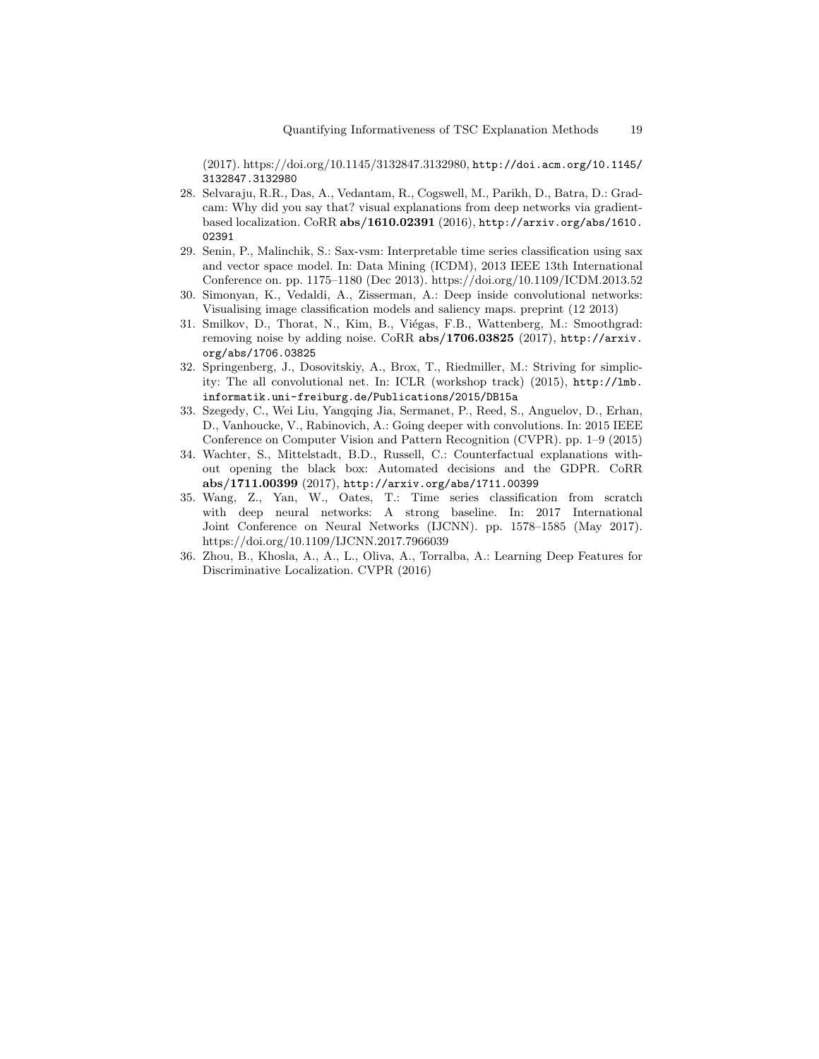(2017). https://doi.org/10.1145/3132847.3132980, http://doi.acm.org/10.1145/3132847.3132980

28. Selvaraju, R.R., Das, A., Vedantam, R., Cogswell, M., Parikh, D., Batra, D.: Grad-cam: Why did you say that? visual explanations from deep networks via gradient-based localization. CoRR **abs/1610.02391** (2016), http://arxiv.org/abs/1610.02391
29. Senin, P., Malinchik, S.: Sax-vsm: Interpretable time series classification using sax and vector space model. In: Data Mining (ICDM), 2013 IEEE 13th International Conference on. pp. 1175–1180 (Dec 2013). https://doi.org/10.1109/ICDM.2013.52
30. Simonyan, K., Vedaldi, A., Zisserman, A.: Deep inside convolutional networks: Visualising image classification models and saliency maps. preprint (12 2013)
31. Smilkov, D., Thorat, N., Kim, B., Viégas, F.B., Wattenberg, M.: Smoothgrad: removing noise by adding noise. CoRR **abs/1706.03825** (2017), http://arxiv.org/abs/1706.03825
32. Springenberg, J., Dosovitskiy, A., Brox, T., Riedmiller, M.: Striving for simplicity: The all convolutional net. In: ICLR (workshop track) (2015), http://lmb.informatik.uni-freiburg.de/Publications/2015/DB15a
33. Szegedy, C., Wei Liu, Yangqing Jia, Sermanet, P., Reed, S., Anguelov, D., Erhan, D., Vanhoucke, V., Rabinovich, A.: Going deeper with convolutions. In: 2015 IEEE Conference on Computer Vision and Pattern Recognition (CVPR). pp. 1–9 (2015)
34. Wachter, S., Mittelstadt, B.D., Russell, C.: Counterfactual explanations without opening the black box: Automated decisions and the GDPR. CoRR **abs/1711.00399** (2017), http://arxiv.org/abs/1711.00399
35. Wang, Z., Yan, W., Oates, T.: Time series classification from scratch with deep neural networks: A strong baseline. In: 2017 International Joint Conference on Neural Networks (IJCNN). pp. 1578–1585 (May 2017). https://doi.org/10.1109/IJCNN.2017.7966039
36. Zhou, B., Khosla, A., A., L., Oliva, A., Torralba, A.: Learning Deep Features for Discriminative Localization. CVPR (2016)